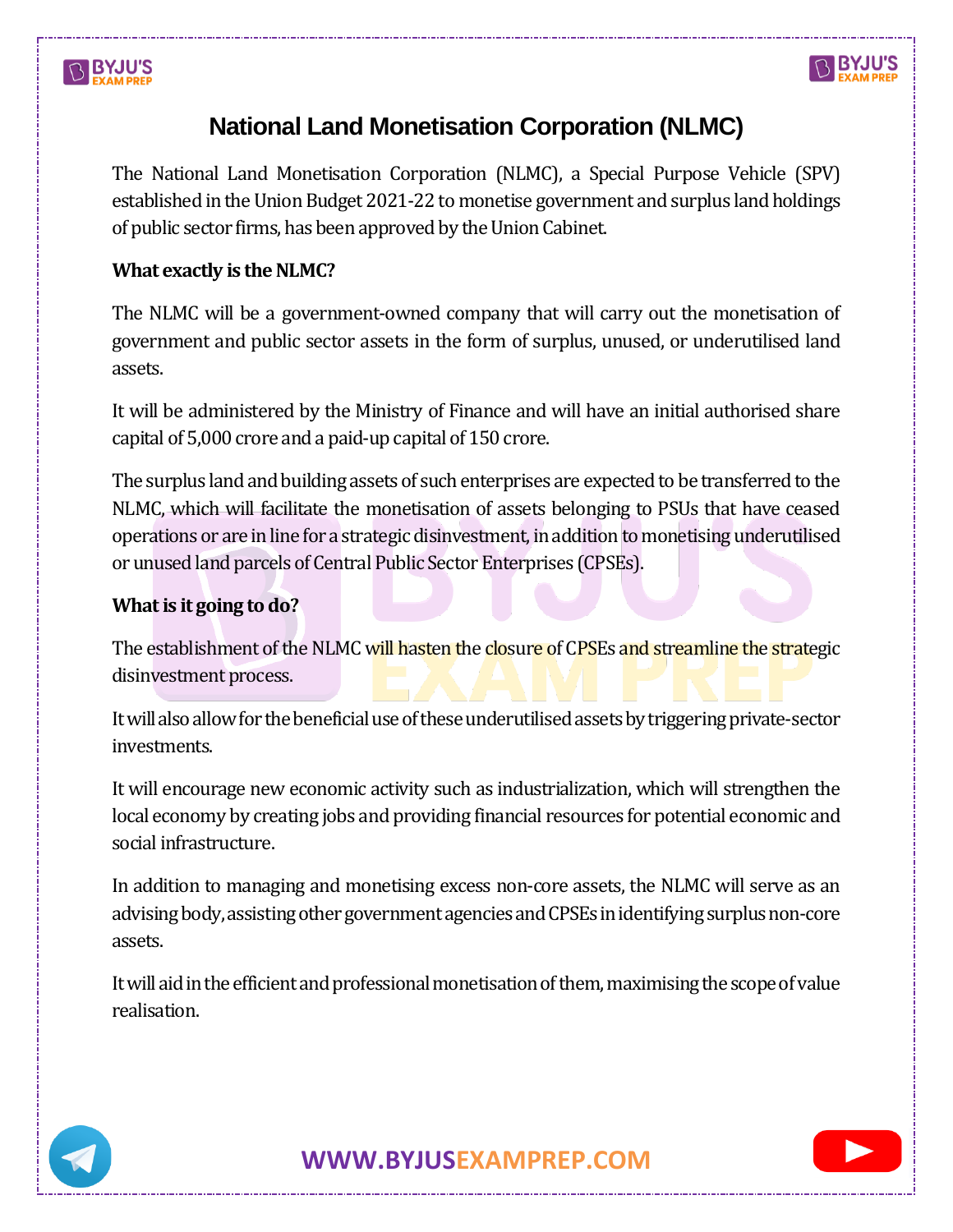# National Land Monetisation Corporation (NLMC)

The National Land Monetisation Corporation (NLMC), a Special Purpose Vehicle (SPV) established in the Union Budget 2021-22 to monetise government and surplus land holdings of public sector firms, has been approved by the Union Cabinet.

**What exactly is the NLMC?**

The NLMC will be a government-owned company that will carry out the monetisation of government and public sector assets in the form of surplus, unused, or underutilised land assets.

It will be administered by the Ministry of Finance and will have an initial authorised share capital of 5,000 crore and a paid-up capital of 150 crore.

The surplus land and building assets of such enterprises are expected to be transferred to the NLMC, which will facilitate the monetisation of assets belonging to PSUs that have ceased operations or are in line for a strategic disinvestment, in addition to monetising underutilised or unused land parcels of Central Public Sector Enterprises (CPSEs).

**What is it going to do?**

The establishment of the NLMC will hasten the closure of CPSEs and streamline the strategic disinvestment process.

It will also allow for the beneficial use of these underutilised assets by triggering private-sector investments.

It will encourage new economic activity such as industrialization, which will strengthen the local economy by creating jobs and providing financial resources for potential economic and social infrastructure.

In addition to managing and monetising excess non-core assets, the NLMC will serve as an advising body, assisting other government agencies and CPSEs in identifying surplus non-core assets.

It will aid in the efficient and professional monetisation of them, maximising the scope of value realisation.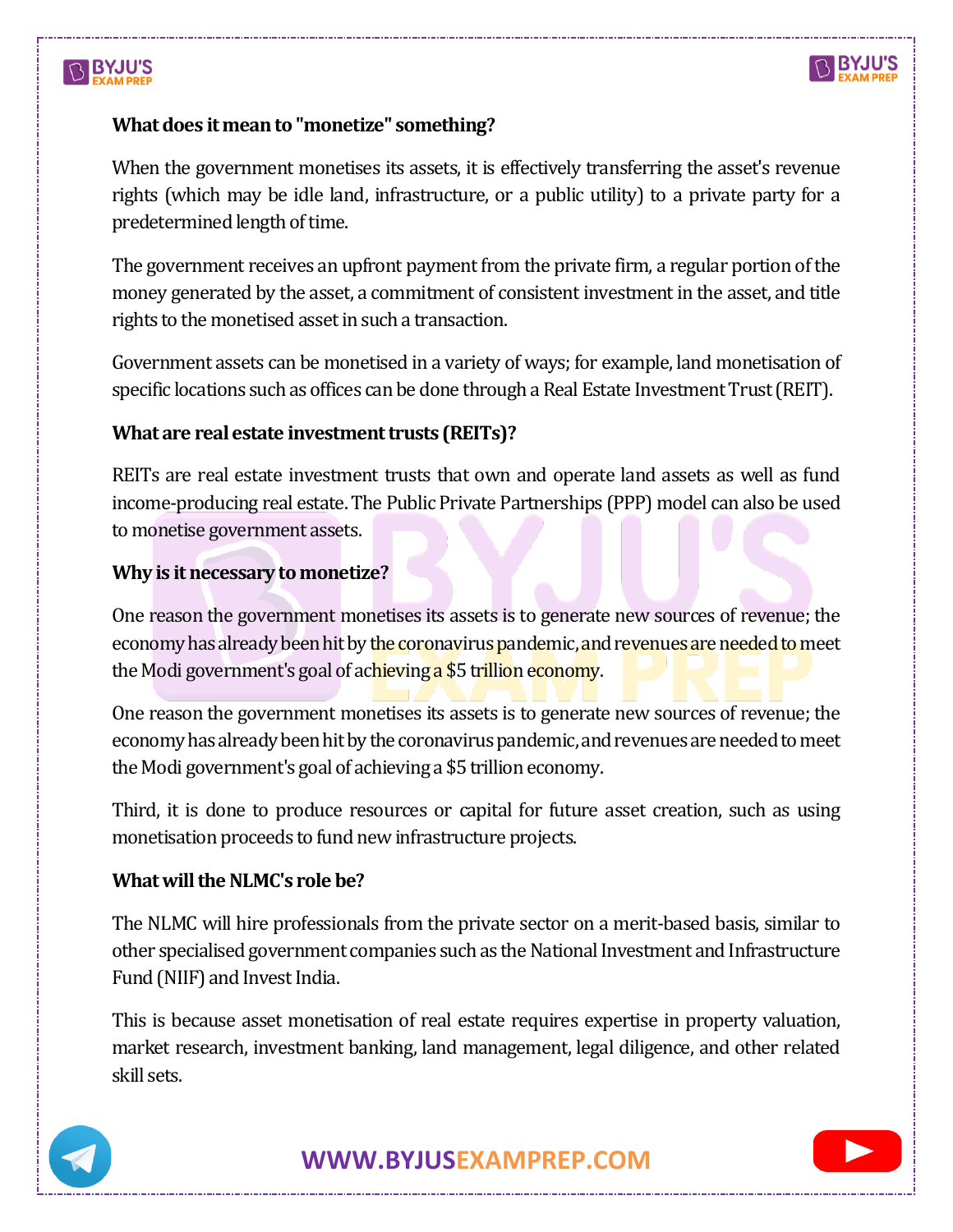**What does it mean to "monetize" something?**

When the government monetises its assets, it is effectively transferring the asset's revenue rights (which may be idle land, infrastructure, or a public utility) to a private party for a predetermined length of time.

The government receives an upfront payment from the private firm, a regular portion of the money generated by the asset, a commitment of consistent investment in the asset, and title rights to the monetised asset in such a transaction.

Government assets can be monetised in a variety of ways; for example, land monetisation of specific locations such as offices can be done through a Real Estate Investment Trust (REIT).

**What are real estate investment trusts (REITs)?**

REITs are real estate investment trusts that own and operate land assets as well as fund income-producing real estate. The Public Private Partnerships (PPP) model can also be used to monetise government assets.

**Why is it necessary to monetize?**

One reason the government monetises its assets is to generate new sources of revenue; the economy has already been hit by the coronavirus pandemic, and revenues are needed to meet the Modi government's goal of achieving a $5 trillion economy.

One reason the government monetises its assets is to generate new sources of revenue; the economy has already been hit by the coronavirus pandemic, and revenues are needed to meet the Modi government's goal of achieving a $5 trillion economy.

Third, it is done to produce resources or capital for future asset creation, such as using monetisation proceeds to fund new infrastructure projects.

**What will the NLMC's role be?**

The NLMC will hire professionals from the private sector on a merit-based basis, similar to other specialised government companies such as the National Investment and Infrastructure Fund (NIIF) and Invest India.

This is because asset monetisation of real estate requires expertise in property valuation, market research, investment banking, land management, legal diligence, and other related skill sets.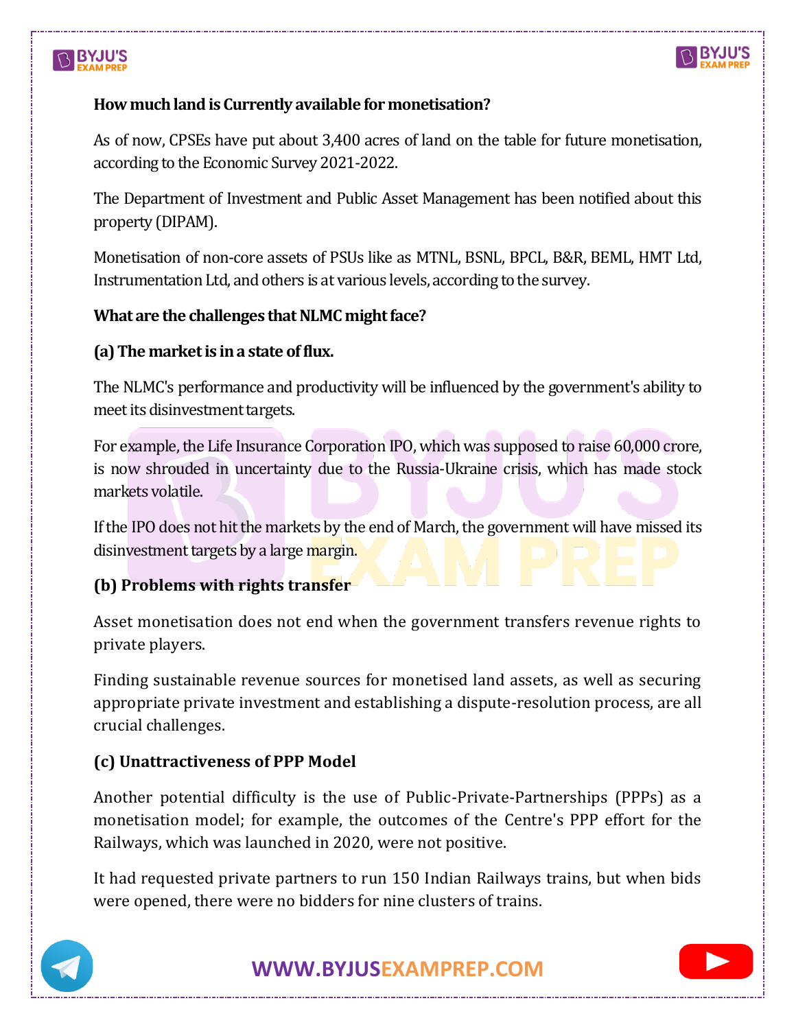**How much land is Currently available for monetisation?**

As of now, CPSEs have put about 3,400 acres of land on the table for future monetisation, according to the Economic Survey 2021-2022.

The Department of Investment and Public Asset Management has been notified about this property (DIPAM).

Monetisation of non-core assets of PSUs like as MTNL, BSNL, BPCL, B&R, BEML, HMT Ltd, Instrumentation Ltd, and others is at various levels, according to the survey.

**What are the challenges that NLMC might face?**

**(a) The market is in a state of flux.**

The NLMC's performance and productivity will be influenced by the government's ability to meet its disinvestment targets.

For example, the Life Insurance Corporation IPO, which was supposed to raise 60,000 crore, is now shrouded in uncertainty due to the Russia-Ukraine crisis, which has made stock markets volatile.

If the IPO does not hit the markets by the end of March, the government will have missed its disinvestment targets by a large margin.

**(b) Problems with rights transfer**

Asset monetisation does not end when the government transfers revenue rights to private players.

Finding sustainable revenue sources for monetised land assets, as well as securing appropriate private investment and establishing a dispute-resolution process, are all crucial challenges.

**(c) Unattractiveness of PPP Model**

Another potential difficulty is the use of Public-Private-Partnerships (PPPs) as a monetisation model; for example, the outcomes of the Centre's PPP effort for the Railways, which was launched in 2020, were not positive.

It had requested private partners to run 150 Indian Railways trains, but when bids were opened, there were no bidders for nine clusters of trains.